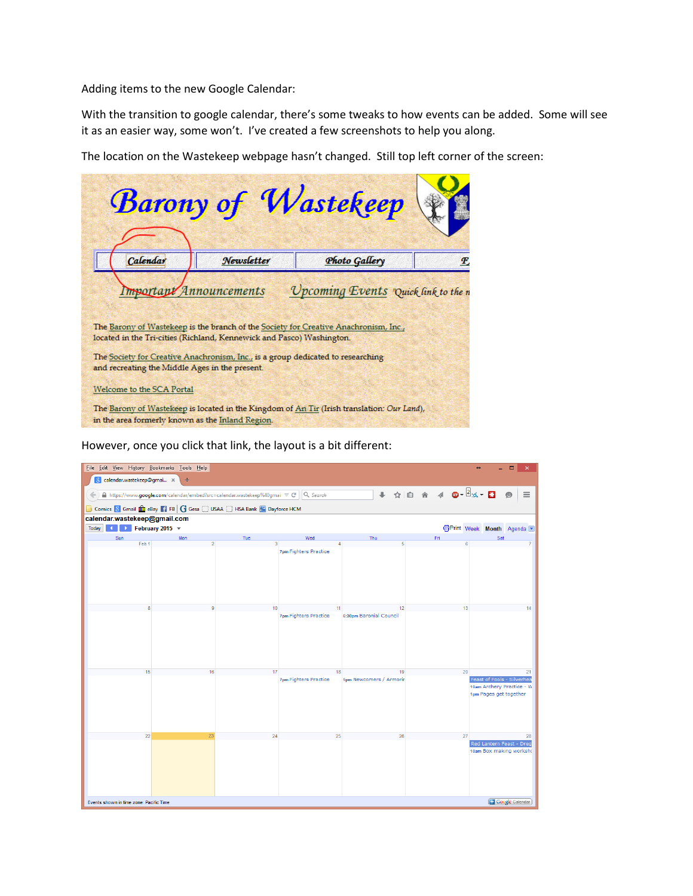Adding items to the new Google Calendar:

With the transition to google calendar, there's some tweaks to how events can be added. Some will see it as an easier way, some won't. I've created a few screenshots to help you along.

The location on the Wastekeep webpage hasn't changed. Still top left corner of the screen:

However, once you click that link, the layout is a bit different: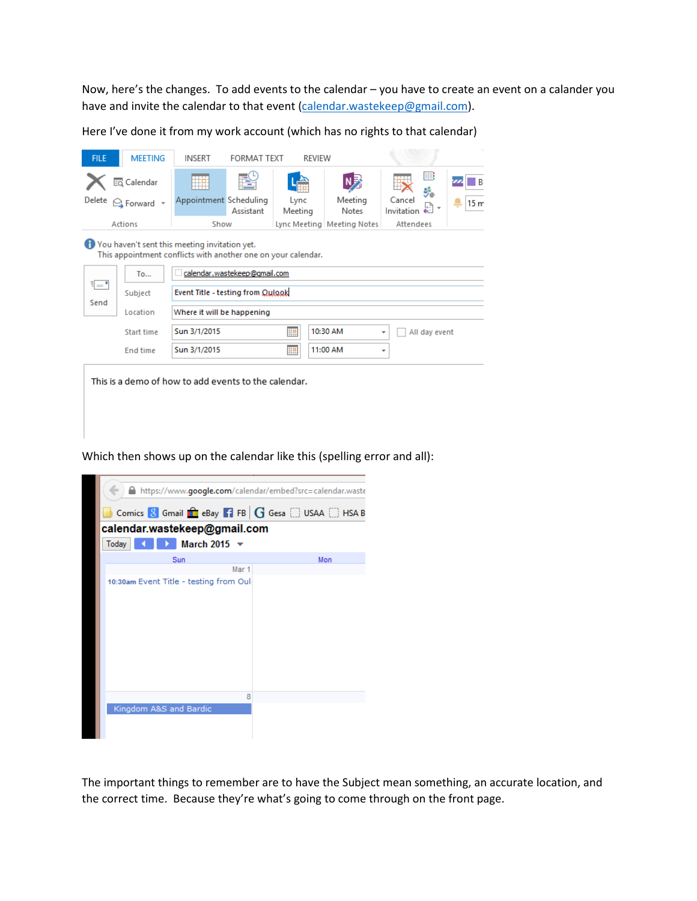Now, here's the changes. To add events to the calendar – you have to create an event on a calander you have and invite the calendar to that event (calendar.wastekeep@gmail.com).

Here I've done it from my work account (which has no rights to that calendar)

Which then shows up on the calendar like this (spelling error and all):

The important things to remember are to have the Subject mean something, an accurate location, and the correct time. Because they're what's going to come through on the front page.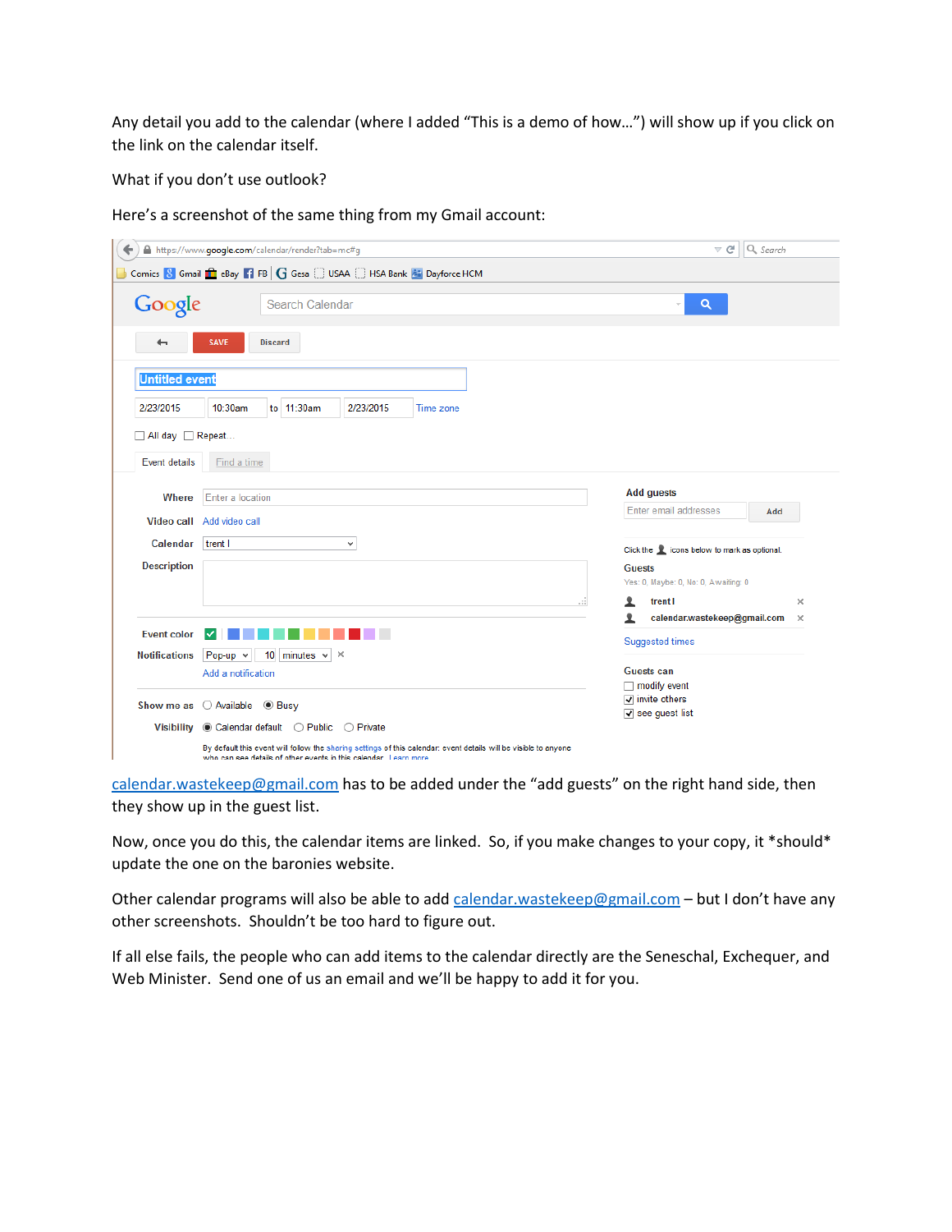Any detail you add to the calendar (where I added “This is a demo of how…”) will show up if you click on the link on the calendar itself.

What if you don’t use outlook?

Here’s a screenshot of the same thing from my Gmail account:

calendar.wastekeep@gmail.com has to be added under the “add guests” on the right hand side, then they show up in the guest list.

Now, once you do this, the calendar items are linked. So, if you make changes to your copy, it *should* update the one on the baronies website.

Other calendar programs will also be able to add calendar.wastekeep@gmail.com – but I don’t have any other screenshots. Shouldn’t be too hard to figure out.

If all else fails, the people who can add items to the calendar directly are the Seneschal, Exchequer, and Web Minister. Send one of us an email and we’ll be happy to add it for you.